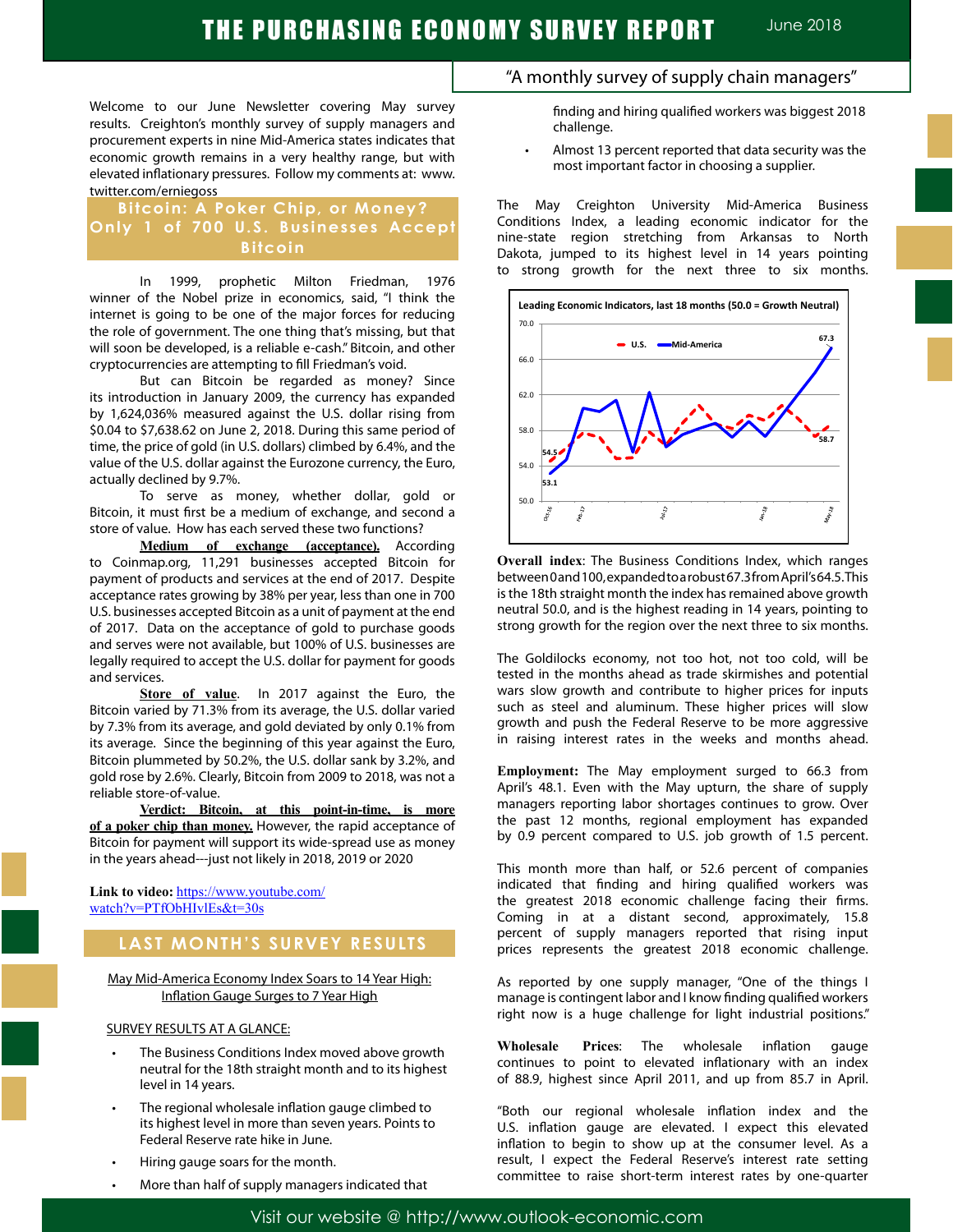# THE PURCHASING ECONOMY SURVEY REPORT

June 2018

"A monthly survey of supply chain managers"

Welcome to our June Newsletter covering May survey results. Creighton's monthly survey of supply managers and procurement experts in nine Mid-America states indicates that economic growth remains in a very healthy range, but with elevated inflationary pressures. Follow my comments at: www.twitter.com/erniegoss

## Bitcoin: A Poker Chip, or Money? Only 1 of 700 U.S. Businesses Accept Bitcoin

In 1999, prophetic Milton Friedman, 1976 winner of the Nobel prize in economics, said, "I think the internet is going to be one of the major forces for reducing the role of government. The one thing that's missing, but that will soon be developed, is a reliable e-cash." Bitcoin, and other cryptocurrencies are attempting to fill Friedman's void.

But can Bitcoin be regarded as money? Since its introduction in January 2009, the currency has expanded by 1,624,036% measured against the U.S. dollar rising from $0.04 to $7,638.62 on June 2, 2018. During this same period of time, the price of gold (in U.S. dollars) climbed by 6.4%, and the value of the U.S. dollar against the Eurozone currency, the Euro, actually declined by 9.7%.

To serve as money, whether dollar, gold or Bitcoin, it must first be a medium of exchange, and second a store of value. How has each served these two functions?

**Medium of exchange (acceptance).** According to Coinmap.org, 11,291 businesses accepted Bitcoin for payment of products and services at the end of 2017. Despite acceptance rates growing by 38% per year, less than one in 700 U.S. businesses accepted Bitcoin as a unit of payment at the end of 2017. Data on the acceptance of gold to purchase goods and serves were not available, but 100% of U.S. businesses are legally required to accept the U.S. dollar for payment for goods and services.

**Store of value**. In 2017 against the Euro, the Bitcoin varied by 71.3% from its average, the U.S. dollar varied by 7.3% from its average, and gold deviated by only 0.1% from its average. Since the beginning of this year against the Euro, Bitcoin plummeted by 50.2%, the U.S. dollar sank by 3.2%, and gold rose by 2.6%. Clearly, Bitcoin from 2009 to 2018, was not a reliable store-of-value.

**Verdict: Bitcoin, at this point-in-time, is more of a poker chip than money.** However, the rapid acceptance of Bitcoin for payment will support its wide-spread use as money in the years ahead---just not likely in 2018, 2019 or 2020

**Link to video:** https://www.youtube.com/watch?v=PTfObHIvlEs&t=30s

## LAST MONTH'S SURVEY RESULTS

May Mid-America Economy Index Soars to 14 Year High: Inflation Gauge Surges to 7 Year High

SURVEY RESULTS AT A GLANCE:

- The Business Conditions Index moved above growth neutral for the 18th straight month and to its highest level in 14 years.
- The regional wholesale inflation gauge climbed to its highest level in more than seven years. Points to Federal Reserve rate hike in June.
- Hiring gauge soars for the month.
- More than half of supply managers indicated that finding and hiring qualified workers was biggest 2018 challenge.
- Almost 13 percent reported that data security was the most important factor in choosing a supplier.

The May Creighton University Mid-America Business Conditions Index, a leading economic indicator for the nine-state region stretching from Arkansas to North Dakota, jumped to its highest level in 14 years pointing to strong growth for the next three to six months.

**Leading Economic Indicators, last 18 months (50.0 = Growth Neutral)**

U.S. — Mid-America (U.S.: 54.5 at start, 58.7 at end; Mid-America: 53.1 at start, 67.3 at end)

**Overall index**: The Business Conditions Index, which ranges between 0 and 100, expanded to a robust 67.3 from April's 64.5. This is the 18th straight month the index has remained above growth neutral 50.0, and is the highest reading in 14 years, pointing to strong growth for the region over the next three to six months.

The Goldilocks economy, not too hot, not too cold, will be tested in the months ahead as trade skirmishes and potential wars slow growth and contribute to higher prices for inputs such as steel and aluminum. These higher prices will slow growth and push the Federal Reserve to be more aggressive in raising interest rates in the weeks and months ahead.

**Employment:** The May employment surged to 66.3 from April's 48.1. Even with the May upturn, the share of supply managers reporting labor shortages continues to grow. Over the past 12 months, regional employment has expanded by 0.9 percent compared to U.S. job growth of 1.5 percent.

This month more than half, or 52.6 percent of companies indicated that finding and hiring qualified workers was the greatest 2018 economic challenge facing their firms. Coming in at a distant second, approximately, 15.8 percent of supply managers reported that rising input prices represents the greatest 2018 economic challenge.

As reported by one supply manager, "One of the things I manage is contingent labor and I know finding qualified workers right now is a huge challenge for light industrial positions."

**Wholesale Prices**: The wholesale inflation gauge continues to point to elevated inflationary with an index of 88.9, highest since April 2011, and up from 85.7 in April.

"Both our regional wholesale inflation index and the U.S. inflation gauge are elevated. I expect this elevated inflation to begin to show up at the consumer level. As a result, I expect the Federal Reserve's interest rate setting committee to raise short-term interest rates by one-quarter

Visit our website @ http://www.outlook-economic.com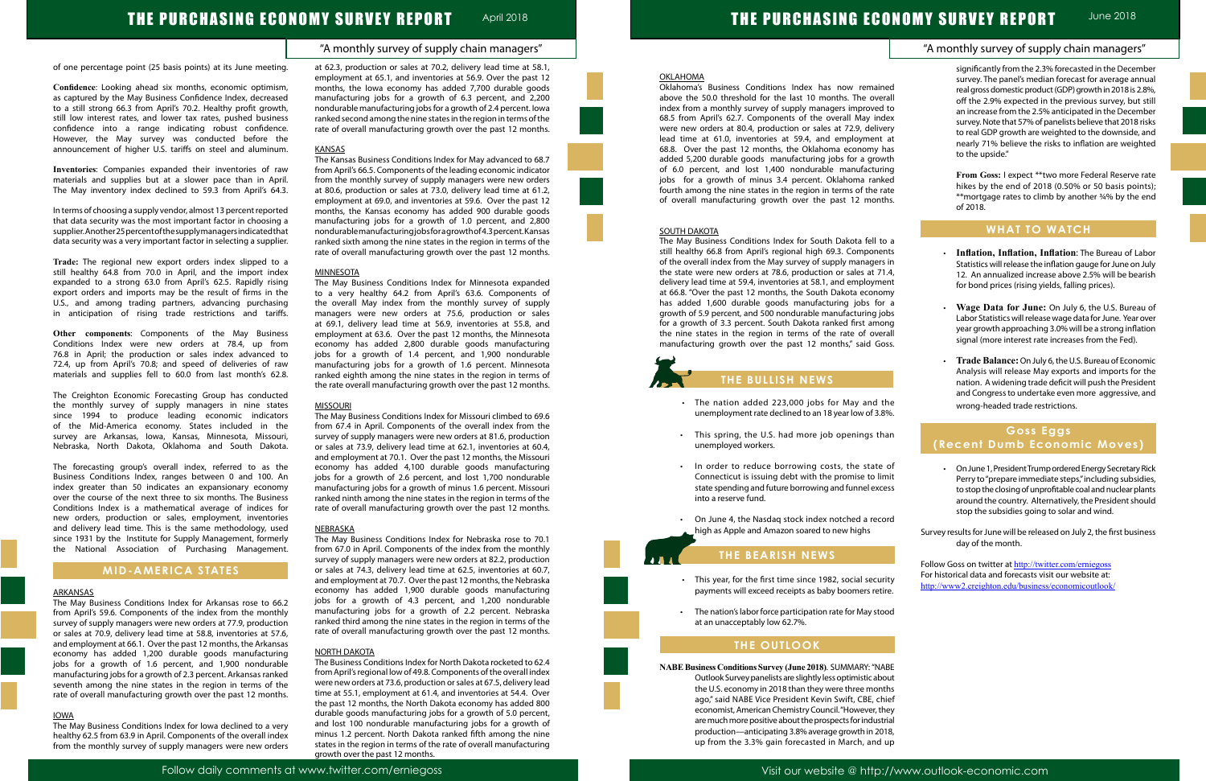of one percentage point (25 basis points) at its June meeting.

**Confidence**: Looking ahead six months, economic optimism, as captured by the May Business Confidence Index, decreased to a still strong 66.3 from April's 70.2. Healthy profit growth, still low interest rates, and lower tax rates, pushed business confidence into a range indicating robust confidence. However, the May survey was conducted before the announcement of higher U.S. tariffs on steel and aluminum.

**Inventories**: Companies expanded their inventories of raw materials and supplies but at a slower pace than in April. The May inventory index declined to 59.3 from April's 64.3.

In terms of choosing a supply vendor, almost 13 percent reported that data security was the most important factor in choosing a supplier. Another 25 percent of the supply managers indicated that data security was a very important factor in selecting a supplier.

**Trade:** The regional new export orders index slipped to a still healthy 64.8 from 70.0 in April, and the import index expanded to a strong 63.0 from April's 62.5. Rapidly rising export orders and imports may be the result of firms in the U.S., and among trading partners, advancing purchasing in anticipation of rising trade restrictions and tariffs.

**Other components**: Components of the May Business Conditions Index were new orders at 78.4, up from 76.8 in April; the production or sales index advanced to 72.4, up from April's 70.8; and speed of deliveries of raw materials and supplies fell to 60.0 from last month's 62.8.

The Creighton Economic Forecasting Group has conducted the monthly survey of supply managers in nine states since 1994 to produce leading economic indicators of the Mid-America economy. States included in the survey are Arkansas, Iowa, Kansas, Minnesota, Missouri, Nebraska, North Dakota, Oklahoma and South Dakota.

The forecasting group's overall index, referred to as the Business Conditions Index, ranges between 0 and 100. An index greater than 50 indicates an expansionary economy over the course of the next three to six months. The Business Conditions Index is a mathematical average of indices for new orders, production or sales, employment, inventories and delivery lead time. This is the same methodology, used since 1931 by the Institute for Supply Management, formerly the National Association of Purchasing Management.

## MID-AMERICA STATES

### ARKANSAS

The May Business Conditions Index for Arkansas rose to 66.2 from April's 59.6. Components of the index from the monthly survey of supply managers were new orders at 77.9, production or sales at 70.9, delivery lead time at 58.8, inventories at 57.6, and employment at 66.1. Over the past 12 months, the Arkansas economy has added 1,200 durable goods manufacturing jobs for a growth of 1.6 percent, and 1,900 nondurable manufacturing jobs for a growth of 2.3 percent. Arkansas ranked seventh among the nine states in the region in terms of the rate of overall manufacturing growth over the past 12 months.

### IOWA

The May Business Conditions Index for Iowa declined to a very healthy 62.5 from 63.9 in April. Components of the overall index from the monthly survey of supply managers were new orders at 62.3, production or sales at 70.2, delivery lead time at 58.1, employment at 65.1, and inventories at 56.9. Over the past 12 months, the Iowa economy has added 7,700 durable goods manufacturing jobs for a growth of 6.3 percent, and 2,200 nondurable manufacturing jobs for a growth of 2.4 percent. Iowa ranked second among the nine states in the region in terms of the rate of overall manufacturing growth over the past 12 months.

### KANSAS

The Kansas Business Conditions Index for May advanced to 68.7 from April's 66.5. Components of the leading economic indicator from the monthly survey of supply managers were new orders at 80.6, production or sales at 73.0, delivery lead time at 61.2, employment at 69.0, and inventories at 59.6. Over the past 12 months, the Kansas economy has added 900 durable goods manufacturing jobs for a growth of 1.0 percent, and 2,800 nondurable manufacturing jobs for a growth of 4.3 percent. Kansas ranked sixth among the nine states in the region in terms of the rate of overall manufacturing growth over the past 12 months.

### MINNESOTA

The May Business Conditions Index for Minnesota expanded to a very healthy 64.2 from April's 63.6. Components of the overall May index from the monthly survey of supply managers were new orders at 75.6, production or sales at 69.1, delivery lead time at 56.9, inventories at 55.8, and employment at 63.6. Over the past 12 months, the Minnesota economy has added 2,800 durable goods manufacturing jobs for a growth of 1.4 percent, and 1,900 nondurable manufacturing jobs for a growth of 1.6 percent. Minnesota ranked eighth among the nine states in the region in terms of the rate overall manufacturing growth over the past 12 months.

### MISSOURI

The May Business Conditions Index for Missouri climbed to 69.6 from 67.4 in April. Components of the overall index from the survey of supply managers were new orders at 81.6, production or sales at 73.9, delivery lead time at 62.1, inventories at 60.4, and employment at 70.1. Over the past 12 months, the Missouri economy has added 4,100 durable goods manufacturing jobs for a growth of 2.6 percent, and lost 1,700 nondurable manufacturing jobs for a growth of minus 1.6 percent. Missouri ranked ninth among the nine states in the region in terms of the rate of overall manufacturing growth over the past 12 months.

### NEBRASKA

The May Business Conditions Index for Nebraska rose to 70.1 from 67.0 in April. Components of the index from the monthly survey of supply managers were new orders at 82.2, production or sales at 74.3, delivery lead time at 62.5, inventories at 60.7, and employment at 70.7. Over the past 12 months, the Nebraska economy has added 1,900 durable goods manufacturing jobs for a growth of 4.3 percent, and 1,200 nondurable manufacturing jobs for a growth of 2.2 percent. Nebraska ranked third among the nine states in the region in terms of the rate of overall manufacturing growth over the past 12 months.

### NORTH DAKOTA

The Business Conditions Index for North Dakota rocketed to 62.4 from April's regional low of 49.8. Components of the overall index were new orders at 73.6, production or sales at 67.5, delivery lead time at 55.1, employment at 61.4, and inventories at 54.4. Over the past 12 months, the North Dakota economy has added 800 durable goods manufacturing jobs for a growth of 5.0 percent, and lost 100 nondurable manufacturing jobs for a growth of minus 1.2 percent. North Dakota ranked fifth among the nine states in the region in terms of the rate of overall manufacturing growth over the past 12 months.

### OKLAHOMA

Oklahoma's Business Conditions Index has now remained above the 50.0 threshold for the last 10 months. The overall index from a monthly survey of supply managers improved to 68.5 from April's 62.7. Components of the overall May index were new orders at 80.4, production or sales at 72.9, delivery lead time at 61.0, inventories at 59.4, and employment at 68.8. Over the past 12 months, the Oklahoma economy has added 5,200 durable goods manufacturing jobs for a growth of 6.0 percent, and lost 1,400 nondurable manufacturing jobs for a growth of minus 3.4 percent. Oklahoma ranked fourth among the nine states in the region in terms of the rate of overall manufacturing growth over the past 12 months.

### SOUTH DAKOTA

The May Business Conditions Index for South Dakota fell to a still healthy 66.8 from April's regional high 69.3. Components of the overall index from the May survey of supply managers in the state were new orders at 78.6, production or sales at 71.4, delivery lead time at 59.4, inventories at 58.1, and employment at 66.8. "Over the past 12 months, the South Dakota economy has added 1,600 durable goods manufacturing jobs for a growth of 5.9 percent, and 500 nondurable manufacturing jobs for a growth of 3.3 percent. South Dakota ranked first among the nine states in the region in terms of the rate of overall manufacturing growth over the past 12 months," said Goss.

## THE BULLISH NEWS

- The nation added 223,000 jobs for May and the unemployment rate declined to an 18 year low of 3.8%.
- This spring, the U.S. had more job openings than unemployed workers.
- In order to reduce borrowing costs, the state of Connecticut is issuing debt with the promise to limit state spending and future borrowing and funnel excess into a reserve fund.
- On June 4, the Nasdaq stock index notched a record high as Apple and Amazon soared to new highs

## THE BEARISH NEWS

- This year, for the first time since 1982, social security payments will exceed receipts as baby boomers retire.
- The nation's labor force participation rate for May stood at an unacceptably low 62.7%.

## THE OUTLOOK

**NABE Business Conditions Survey (June 2018)**. SUMMARY: "NABE Outlook Survey panelists are slightly less optimistic about the U.S. economy in 2018 than they were three months ago," said NABE Vice President Kevin Swift, CBE, chief economist, American Chemistry Council. "However, they are much more positive about the prospects for industrial production—anticipating 3.8% average growth in 2018, up from the 3.3% gain forecasted in March, and up significantly from the 2.3% forecasted in the December survey. The panel's median forecast for average annual real gross domestic product (GDP) growth in 2018 is 2.8%, off the 2.9% expected in the previous survey, but still an increase from the 2.5% anticipated in the December survey. Note that 57% of panelists believe that 2018 risks to real GDP growth are weighted to the downside, and nearly 71% believe the risks to inflation are weighted to the upside."

**From Goss:** I expect **two more Federal Reserve rate hikes by the end of 2018 (0.50% or 50 basis points); **mortgage rates to climb by another ¾% by the end of 2018.

## WHAT TO WATCH

- **Inflation, Inflation, Inflation**: The Bureau of Labor Statistics will release the inflation gauge for June on July 12. An annualized increase above 2.5% will be bearish for bond prices (rising yields, falling prices).
- **Wage Data for June:** On July 6, the U.S. Bureau of Labor Statistics will release wage data for June. Year over year growth approaching 3.0% will be a strong inflation signal (more interest rate increases from the Fed).
- **Trade Balance:** On July 6, the U.S. Bureau of Economic Analysis will release May exports and imports for the nation. A widening trade deficit will push the President and Congress to undertake even more aggressive, and wrong-headed trade restrictions.

## Goss Eggs (Recent Dumb Economic Moves)

- On June 1, President Trump ordered Energy Secretary Rick Perry to "prepare immediate steps," including subsidies, to stop the closing of unprofitable coal and nuclear plants around the country. Alternatively, the President should stop the subsidies going to solar and wind.

Survey results for June will be released on July 2, the first business day of the month.

Follow Goss on twitter at http://twitter.com/erniegoss
For historical data and forecasts visit our website at:
http://www2.creighton.edu/business/economicoutlook/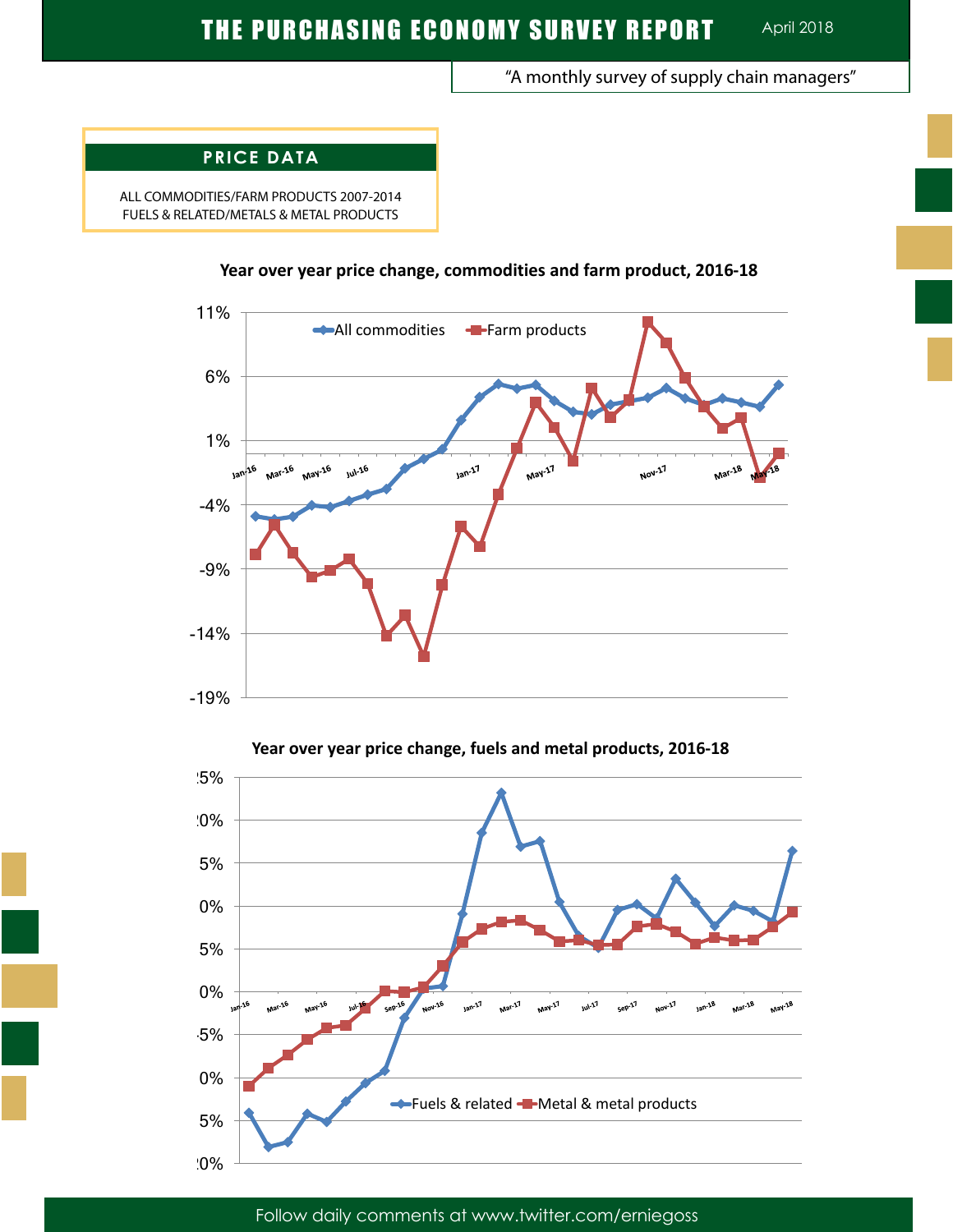# THE PURCHASING ECONOMY SURVEY REPORT

April 2018

"A monthly survey of supply chain managers"

## PRICE DATA

ALL COMMODITIES/FARM PRODUCTS 2007-2014
FUELS & RELATED/METALS & METAL PRODUCTS

**Year over year price change, commodities and farm product, 2016-18**

11%
6%
1%
-4%
-9%
-14%
-19%

All commodities
Farm products

Jan-16
Mar-16
May-16
Jul-16
Jan-17
May-17
Nov-17
Mar-18
May-18

**Year over year price change, fuels and metal products, 2016-18**

25%
20%
5%
0%
5%
0%
-5%
0%
5%
20%

Fuels & related
Metal & metal products

Jan-16
Mar-16
May-16
Jul-16
Sep-16
Nov-16
Jan-17
Mar-17
May-17
Jul-17
Sep-17
Nov-17
Jan-18
Mar-18
May-18

Follow daily comments at www.twitter.com/erniegoss